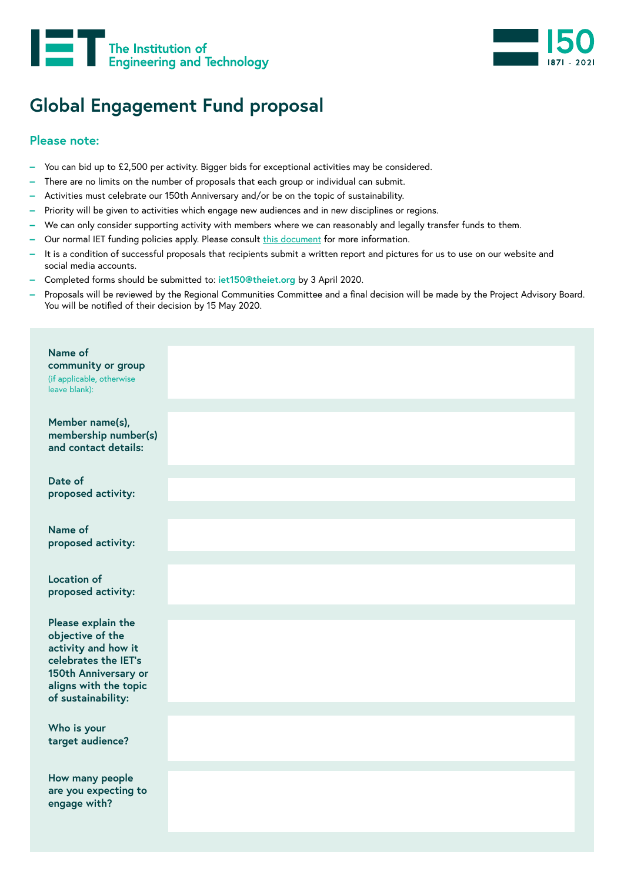The Institution of Engineering and Technology

150 1871 - 2021

# Global Engagement Fund proposal

## Please note:

- You can bid up to £2,500 per activity. Bigger bids for exceptional activities may be considered.
- There are no limits on the number of proposals that each group or individual can submit.
- Activities must celebrate our 150th Anniversary and/or be on the topic of sustainability.
- Priority will be given to activities which engage new audiences and in new disciplines or regions.
- We can only consider supporting activity with members where we can reasonably and legally transfer funds to them.
- Our normal IET funding policies apply. Please consult this document for more information.
- It is a condition of successful proposals that recipients submit a written report and pictures for us to use on our website and social media accounts.
- Completed forms should be submitted to: **iet150@theiet.org** by 3 April 2020.
- Proposals will be reviewed by the Regional Communities Committee and a final decision will be made by the Project Advisory Board. You will be notified of their decision by 15 May 2020.

| | |
|---|---|
| **Name of community or group** (if applicable, otherwise leave blank): | |
| **Member name(s), membership number(s) and contact details:** | |
| **Date of proposed activity:** | |
| **Name of proposed activity:** | |
| **Location of proposed activity:** | |
| **Please explain the objective of the activity and how it celebrates the IET's 150th Anniversary or aligns with the topic of sustainability:** | |
| **Who is your target audience?** | |
| **How many people are you expecting to engage with?** | |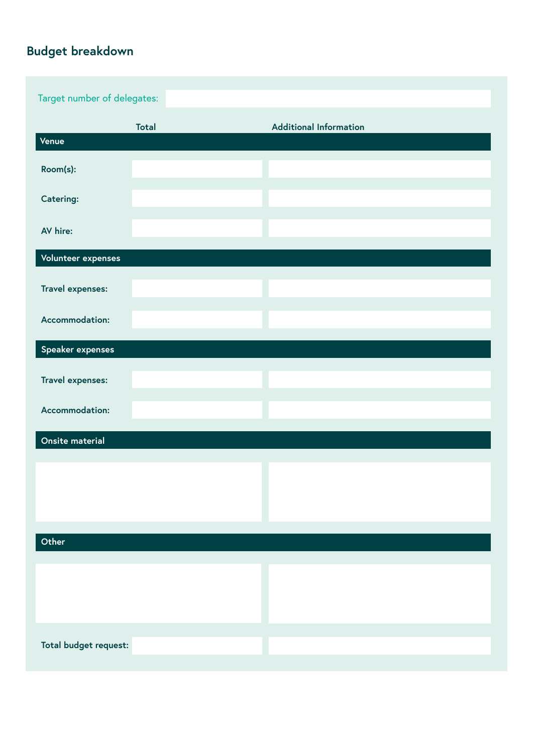## Budget breakdown

Target number of delegates:

| | Total | Additional Information |
|---|---|---|
| **Venue** | | |
| Room(s): | | |
| Catering: | | |
| AV hire: | | |
| **Volunteer expenses** | | |
| Travel expenses: | | |
| Accommodation: | | |
| **Speaker expenses** | | |
| Travel expenses: | | |
| Accommodation: | | |
| **Onsite material** | | |
| | | |
| **Other** | | |
| | | |
| Total budget request: | | |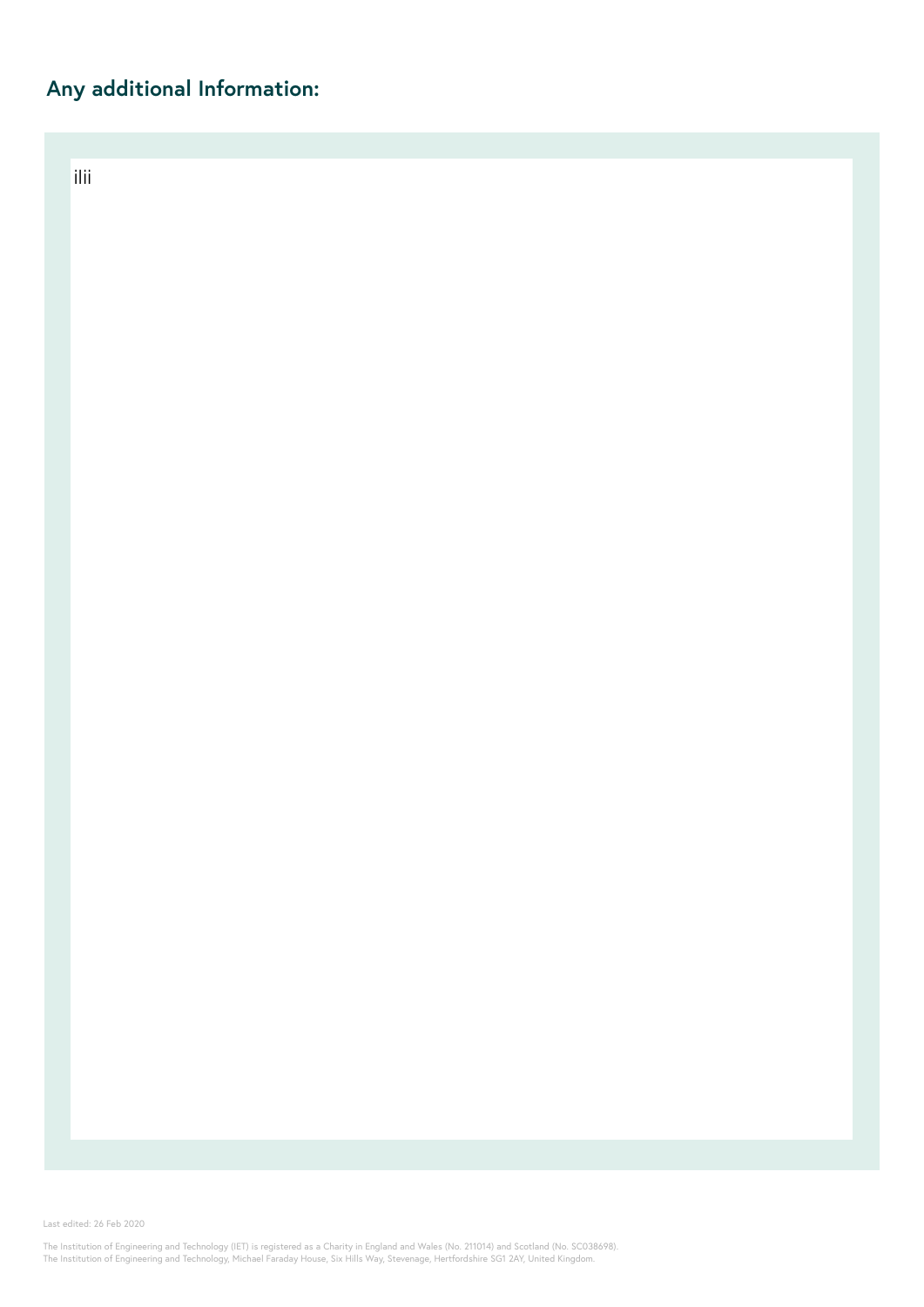## Any additional Information:

ilii

Last edited: 26 Feb 2020

The Institution of Engineering and Technology (IET) is registered as a Charity in England and Wales (No. 211014) and Scotland (No. SC038698).
The Institution of Engineering and Technology, Michael Faraday House, Six Hills Way, Stevenage, Hertfordshire SG1 2AY, United Kingdom.